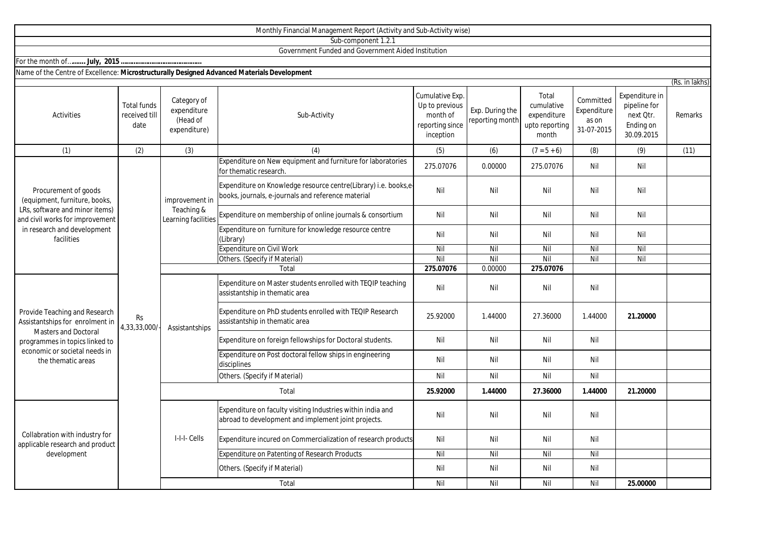Monthly Financial Management Report (Activity and Sub-Activity wise)

Sub-component 1.2.1

Government Funded and Government Aided Institution

For the month of...**...... July, 2015 ...........................................**

Name of the Centre of Excellence: **Microstructurally Designed Advanced Materials Development**

(Rs. in lakhs)

| Activities | Total funds received till date | Category of expenditure (Head of expenditure) | Sub-Activity | Cumulative Exp. Up to previous month of reporting since inception | Exp. During the reporting month | Total cumulative expenditure upto reporting month | Committed Expenditure as on 31-07-2015 | Expenditure in pipeline for next Qtr. Ending on 30.09.2015 | Remarks |
|---|---|---|---|---|---|---|---|---|---|
| (1) | (2) | (3) | (4) | (5) | (6) | (7 = 5 + 6) | (8) | (9) | (11) |
| Procurement of goods (equipment, furniture, books, LRs, software and minor items) and civil works for improvement in research and development facilities | Rs 4,33,33,000/- | improvement in Teaching & Learning facilities | Expenditure on New equipment and furniture for laboratories for thematic research. | 275.07076 | 0.00000 | 275.07076 | Nil | Nil | |
| | | | Expenditure on Knowledge resource centre(Library) i.e. books,e-books, journals, e-journals and reference material | Nil | Nil | Nil | Nil | Nil | |
| | | | Expenditure on membership of online journals & consortium | Nil | Nil | Nil | Nil | Nil | |
| | | | Expenditure on furniture for knowledge resource centre (Library) | Nil | Nil | Nil | Nil | Nil | |
| | | | Expenditure on Civil Work | Nil | Nil | Nil | Nil | Nil | |
| | | | Others. (Specify if Material) | Nil | Nil | Nil | Nil | Nil | |
| | | Total | | **275.07076** | 0.00000 | **275.07076** | | | |
| Provide Teaching and Research Assistantships for enrolment in Masters and Doctoral programmes in topics linked to economic or societal needs in the thematic areas | | Assistantships | Expenditure on Master students enrolled with TEQIP teaching assistantship in thematic area | Nil | Nil | Nil | Nil | | |
| | | | Expenditure on PhD students enrolled with TEQIP Research assistantship in thematic area | 25.92000 | 1.44000 | 27.36000 | 1.44000 | **21.20000** | |
| | | | Expenditure on foreign fellowships for Doctoral students. | Nil | Nil | Nil | Nil | | |
| | | | Expenditure on Post doctoral fellow ships in engineering disciplines | Nil | Nil | Nil | Nil | | |
| | | | Others. (Specify if Material) | Nil | Nil | Nil | Nil | | |
| | | Total | | **25.92000** | **1.44000** | **27.36000** | **1.44000** | **21.20000** | |
| Collabration with industry for applicable research and product development | | I-I-I- Cells | Expenditure on faculty visiting Industries within india and abroad to development and implement joint projects. | Nil | Nil | Nil | Nil | | |
| | | | Expenditure incured on Commercialization of research products | Nil | Nil | Nil | Nil | | |
| | | | Expenditure on Patenting of Research Products | Nil | Nil | Nil | Nil | | |
| | | | Others. (Specify if Material) | Nil | Nil | Nil | Nil | | |
| | | Total | | Nil | Nil | Nil | Nil | **25.00000** | |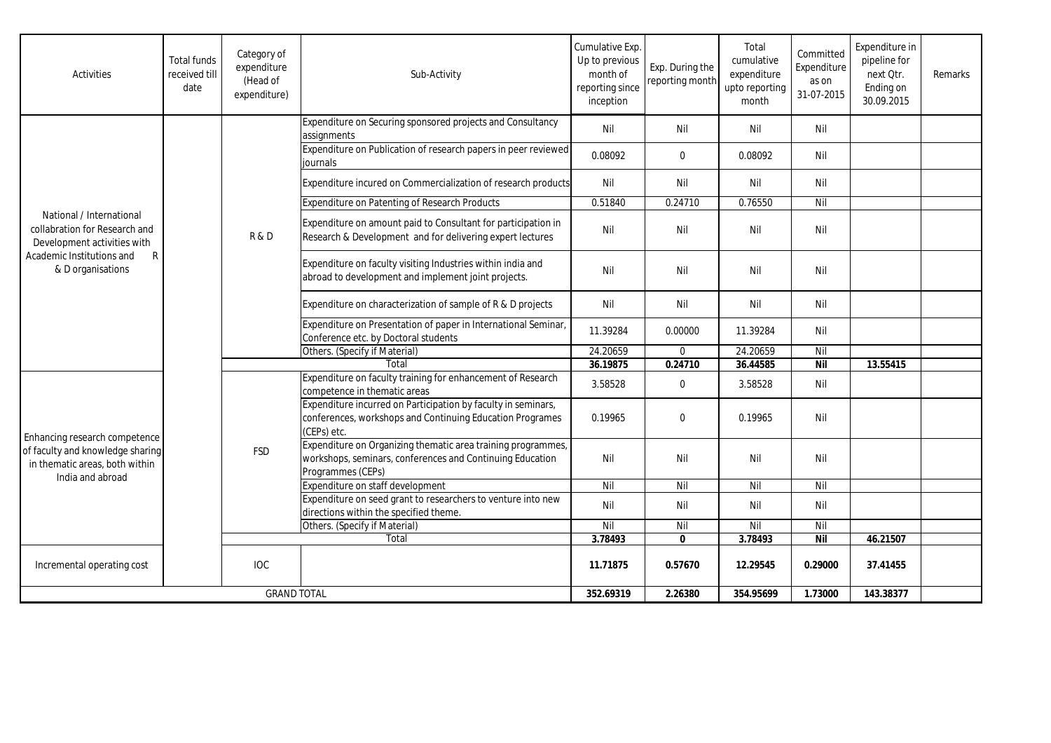| Activities | Total funds received till date | Category of expenditure (Head of expenditure) | Sub-Activity | Cumulative Exp. Up to previous month of reporting since inception | Exp. During the reporting month | Total cumulative expenditure upto reporting month | Committed Expenditure as on 31-07-2015 | Expenditure in pipeline for next Qtr. Ending on 30.09.2015 | Remarks |
|---|---|---|---|---|---|---|---|---|---|
| National / International collabration for Research and Development activities with Academic Institutions and R & D organisations | | R & D | Expenditure on Securing sponsored projects and Consultancy assignments | Nil | Nil | Nil | Nil | | |
| | | | Expenditure on Publication of research papers in peer reviewed journals | 0.08092 | 0 | 0.08092 | Nil | | |
| | | | Expenditure incured on Commercialization of research products | Nil | Nil | Nil | Nil | | |
| | | | Expenditure on Patenting of Research Products | 0.51840 | 0.24710 | 0.76550 | Nil | | |
| | | | Expenditure on amount paid to Consultant for participation in Research & Development and for delivering expert lectures | Nil | Nil | Nil | Nil | | |
| | | | Expenditure on faculty visiting Industries within india and abroad to development and implement joint projects. | Nil | Nil | Nil | Nil | | |
| | | | Expenditure on characterization of sample of R & D projects | Nil | Nil | Nil | Nil | | |
| | | | Expenditure on Presentation of paper in International Seminar, Conference etc. by Doctoral students | 11.39284 | 0.00000 | 11.39284 | Nil | | |
| | | | Others. (Specify if Material) | 24.20659 | 0 | 24.20659 | Nil | | |
| | | | **Total** | **36.19875** | **0.24710** | **36.44585** | **Nil** | **13.55415** | |
| Enhancing research competence of faculty and knowledge sharing in thematic areas, both within India and abroad | | FSD | Expenditure on faculty training for enhancement of Research competence in thematic areas | 3.58528 | 0 | 3.58528 | Nil | | |
| | | | Expenditure incurred on Participation by faculty in seminars, conferences, workshops and Continuing Education Programes (CEPs) etc. | 0.19965 | 0 | 0.19965 | Nil | | |
| | | | Expenditure on Organizing thematic area training programmes, workshops, seminars, conferences and Continuing Education Programmes (CEPs) | Nil | Nil | Nil | Nil | | |
| | | | Expenditure on staff development | Nil | Nil | Nil | Nil | | |
| | | | Expenditure on seed grant to researchers to venture into new directions within the specified theme. | Nil | Nil | Nil | Nil | | |
| | | | Others. (Specify if Material) | Nil | Nil | Nil | Nil | | |
| | | | **Total** | **3.78493** | **0** | **3.78493** | **Nil** | **46.21507** | |
| Incremental operating cost | | IOC | | **11.71875** | **0.57670** | **12.29545** | **0.29000** | **37.41455** | |
| **GRAND TOTAL** | | | | **352.69319** | **2.26380** | **354.95699** | **1.73000** | **143.38377** | |